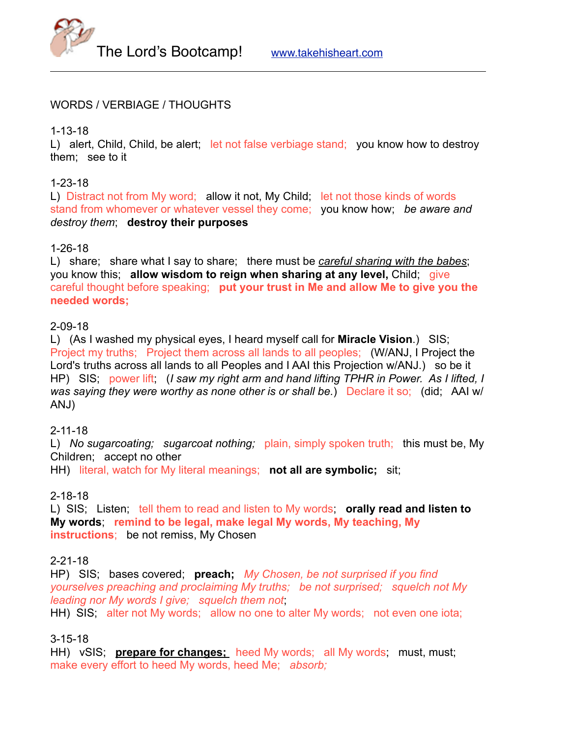The Lord's Bootcamp!    www.takehisheart.com

---

WORDS / VERBIAGE / THOUGHTS

1-13-18
L) alert, Child, Child, be alert; let not false verbiage stand; you know how to destroy them; see to it

1-23-18
L) Distract not from My word; allow it not, My Child; let not those kinds of words stand from whomever or whatever vessel they come; you know how; *be aware and destroy them*; **destroy their purposes**

1-26-18
L) share; share what I say to share; there must be *careful sharing with the babes*; you know this; **allow wisdom to reign when sharing at any level,** Child; give careful thought before speaking; **put your trust in Me and allow Me to give you the needed words;**

2-09-18
L) (As I washed my physical eyes, I heard myself call for **Miracle Vision**.) SIS; Project my truths; Project them across all lands to all peoples; (W/ANJ, I Project the Lord's truths across all lands to all Peoples and I AAI this Projection w/ANJ.) so be it
HP) SIS; power lift; (*I saw my right arm and hand lifting TPHR in Power. As I lifted, I was saying they were worthy as none other is or shall be.*) Declare it so; (did; AAI w/ ANJ)

2-11-18
L) *No sugarcoating; sugarcoat nothing;* plain, simply spoken truth; this must be, My Children; accept no other
HH) literal, watch for My literal meanings; **not all are symbolic;** sit;

2-18-18
L) SIS; Listen; tell them to read and listen to My words; **orally read and listen to My words**; **remind to be legal, make legal My words, My teaching, My instructions**; be not remiss, My Chosen

2-21-18
HP) SIS; bases covered; **preach;** *My Chosen, be not surprised if you find yourselves preaching and proclaiming My truths; be not surprised; squelch not My leading nor My words I give; squelch them not*;
HH) SIS; alter not My words; allow no one to alter My words; not even one iota;

3-15-18
HH) vSIS; **prepare for changes;** heed My words; all My words; must, must; make every effort to heed My words, heed Me; *absorb;*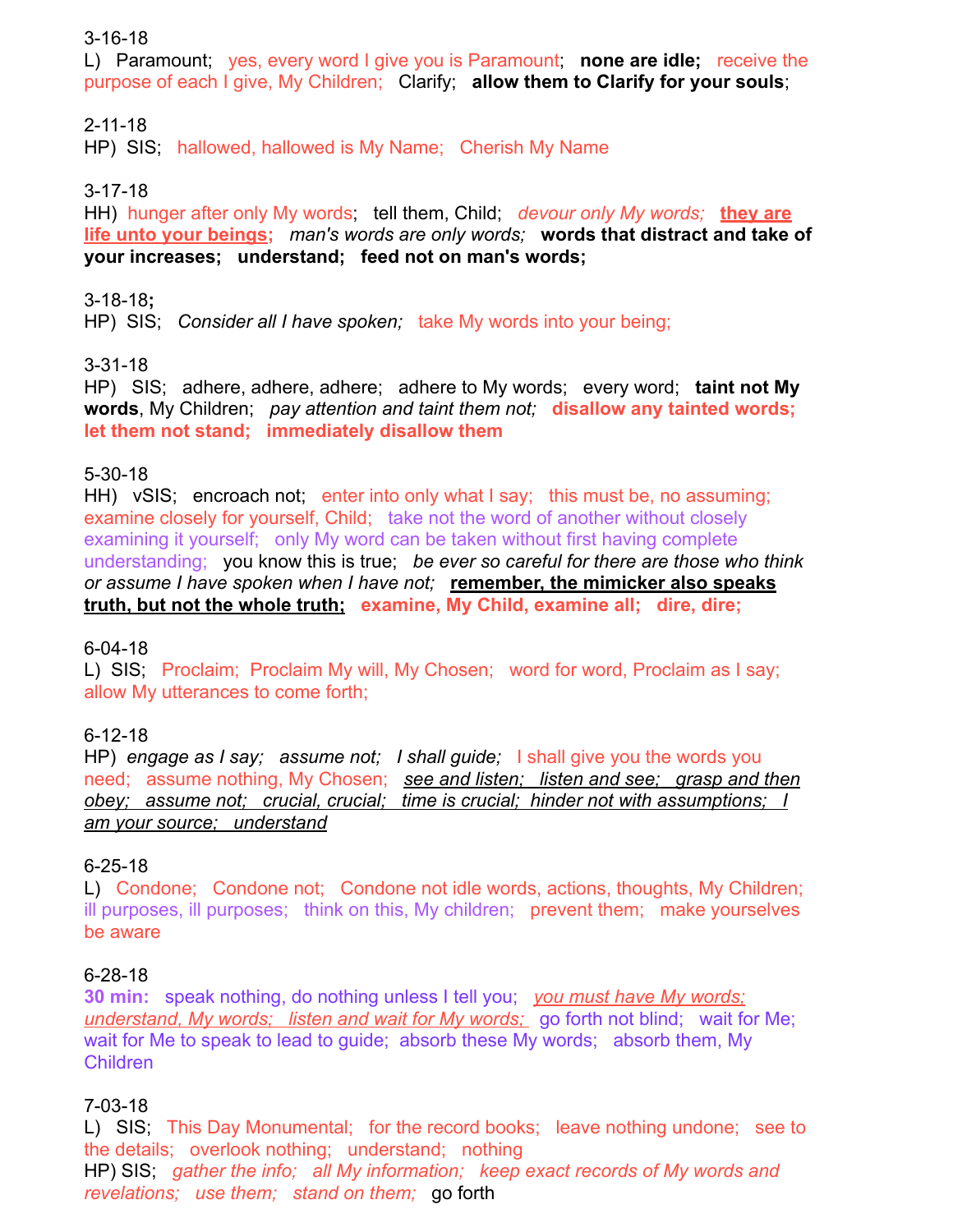3-16-18

L)  Paramount;  yes, every word I give you is Paramount;  **none are idle;**  receive the purpose of each I give, My Children;  Clarify;  **allow them to Clarify for your souls**;

2-11-18

HP)  SIS;  hallowed, hallowed is My Name;  Cherish My Name

3-17-18

HH)  hunger after only My words;  tell them, Child;  *devour only My words;*  **<u>they are life unto your beings;</u>**  *man's words are only words;*  **words that distract and take of your increases;  understand;  feed not on man's words;**

3-18-18**;**

HP)  SIS;  *Consider all I have spoken;*  take My words into your being;

3-31-18

HP)  SIS;  adhere, adhere, adhere;  adhere to My words;  every word;  **taint not My words**, My Children;  *pay attention and taint them not;*  **disallow any tainted words; let them not stand;  immediately disallow them**

5-30-18

HH)  vSIS;  encroach not;  enter into only what I say;  this must be, no assuming; examine closely for yourself, Child;  take not the word of another without closely examining it yourself;  only My word can be taken without first having complete understanding;  you know this is true;  *be ever so careful for there are those who think or assume I have spoken when I have not;*  **<u>remember, the mimicker also speaks truth, but not the whole truth;</u>**  **examine, My Child, examine all;  dire, dire;**

6-04-18

L)  SIS;  Proclaim;  Proclaim My will, My Chosen;  word for word, Proclaim as I say; allow My utterances to come forth;

6-12-18

HP)  *engage as I say;  assume not;  I shall guide;*  I shall give you the words you need;  assume nothing, My Chosen;  *<u>see and listen;  listen and see;  grasp and then obey;  assume not;  crucial, crucial;  time is crucial;  hinder not with assumptions;  I am your source;  understand</u>*

6-25-18

L)  Condone;  Condone not;  Condone not idle words, actions, thoughts, My Children; ill purposes, ill purposes;  think on this, My children;  prevent them;  make yourselves be aware

6-28-18

**30 min:**  speak nothing, do nothing unless I tell you;  *<u>you must have My words; understand, My words;  listen and wait for My words;</u>*  go forth not blind;  wait for Me; wait for Me to speak to lead to guide;  absorb these My words;  absorb them, My Children

7-03-18

L)  SIS;  This Day Monumental;  for the record books;  leave nothing undone;  see to the details;  overlook nothing;  understand;  nothing

HP) SIS;  *gather the info;  all My information;  keep exact records of My words and revelations;  use them;  stand on them;*  go forth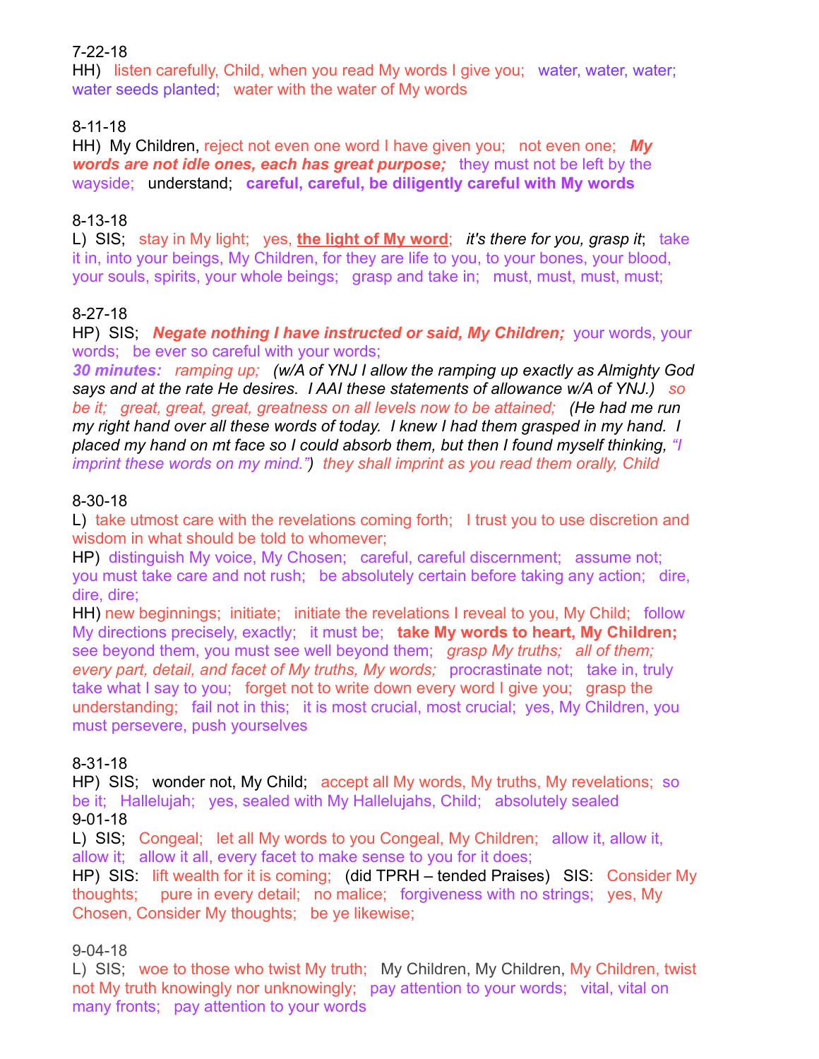7-22-18

HH) listen carefully, Child, when you read My words I give you; water, water, water; water seeds planted; water with the water of My words

8-11-18

HH) My Children, reject not even one word I have given you; not even one; ***My words are not idle ones, each has great purpose;*** they must not be left by the wayside; understand; **careful, careful, be diligently careful with My words**

8-13-18

L) SIS; stay in My light; yes, **the light of My word**; *it's there for you, grasp it*; take it in, into your beings, My Children, for they are life to you, to your bones, your blood, your souls, spirits, your whole beings; grasp and take in; must, must, must, must;

8-27-18

HP) SIS; ***Negate nothing I have instructed or said, My Children;*** your words, your words; be ever so careful with your words;

***30 minutes:*** *ramping up; (w/A of YNJ I allow the ramping up exactly as Almighty God says and at the rate He desires. I AAI these statements of allowance w/A of YNJ.) so be it; great, great, great, greatness on all levels now to be attained; (He had me run my right hand over all these words of today. I knew I had them grasped in my hand. I placed my hand on mt face so I could absorb them, but then I found myself thinking, "I imprint these words on my mind.")* *they shall imprint as you read them orally, Child*

8-30-18

L) take utmost care with the revelations coming forth; I trust you to use discretion and wisdom in what should be told to whomever;

HP) distinguish My voice, My Chosen; careful, careful discernment; assume not; you must take care and not rush; be absolutely certain before taking any action; dire, dire, dire;

HH) new beginnings; initiate; initiate the revelations I reveal to you, My Child; follow My directions precisely, exactly; it must be; **take My words to heart, My Children;** see beyond them, you must see well beyond them; *grasp My truths; all of them; every part, detail, and facet of My truths, My words;* procrastinate not; take in, truly take what I say to you; forget not to write down every word I give you; grasp the understanding; fail not in this; it is most crucial, most crucial; yes, My Children, you must persevere, push yourselves

8-31-18

HP) SIS; wonder not, My Child; accept all My words, My truths, My revelations; so be it; Hallelujah; yes, sealed with My Hallelujahs, Child; absolutely sealed

9-01-18

L) SIS; Congeal; let all My words to you Congeal, My Children; allow it, allow it, allow it; allow it all, every facet to make sense to you for it does;

HP) SIS: lift wealth for it is coming; (did TPRH – tended Praises) SIS: Consider My thoughts; pure in every detail; no malice; forgiveness with no strings; yes, My Chosen, Consider My thoughts; be ye likewise;

9-04-18

L) SIS; woe to those who twist My truth; My Children, My Children, My Children, twist not My truth knowingly nor unknowingly; pay attention to your words; vital, vital on many fronts; pay attention to your words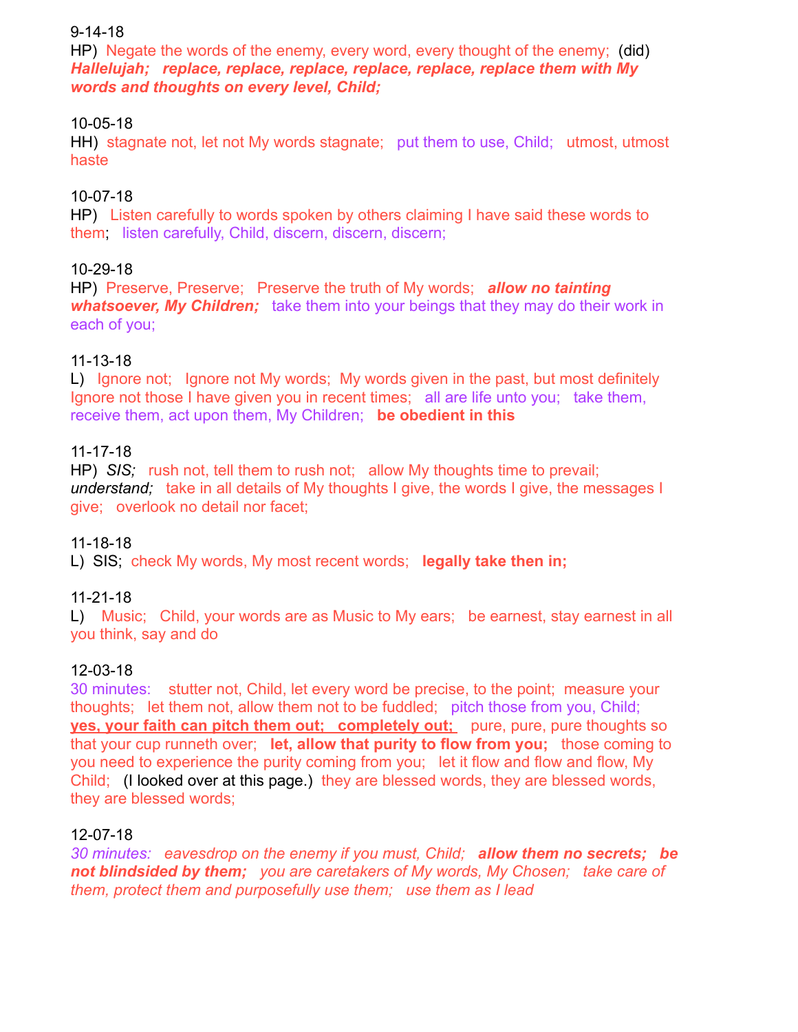9-14-18

HP) Negate the words of the enemy, every word, every thought of the enemy; (did) ***Hallelujah; replace, replace, replace, replace, replace, replace them with My words and thoughts on every level, Child;***

10-05-18

HH) stagnate not, let not My words stagnate; put them to use, Child; utmost, utmost haste

10-07-18

HP) Listen carefully to words spoken by others claiming I have said these words to them; listen carefully, Child, discern, discern, discern;

10-29-18

HP) Preserve, Preserve; Preserve the truth of My words; ***allow no tainting whatsoever, My Children;*** take them into your beings that they may do their work in each of you;

11-13-18

L) Ignore not; Ignore not My words; My words given in the past, but most definitely Ignore not those I have given you in recent times; all are life unto you; take them, receive them, act upon them, My Children; **be obedient in this**

11-17-18

HP) *SIS;* rush not, tell them to rush not; allow My thoughts time to prevail; *understand;* take in all details of My thoughts I give, the words I give, the messages I give; overlook no detail nor facet;

11-18-18

L) SIS; check My words, My most recent words; **legally take then in;**

11-21-18

L) Music; Child, your words are as Music to My ears; be earnest, stay earnest in all you think, say and do

12-03-18

30 minutes: stutter not, Child, let every word be precise, to the point; measure your thoughts; let them not, allow them not to be fuddled; pitch those from you, Child; **<u>yes, your faith can pitch them out; completely out;</u>** pure, pure, pure thoughts so that your cup runneth over; **let, allow that purity to flow from you;** those coming to you need to experience the purity coming from you; let it flow and flow and flow, My Child; (I looked over at this page.) they are blessed words, they are blessed words, they are blessed words;

12-07-18

*30 minutes: eavesdrop on the enemy if you must, Child;* ***allow them no secrets; be not blindsided by them;*** *you are caretakers of My words, My Chosen; take care of them, protect them and purposefully use them; use them as I lead*